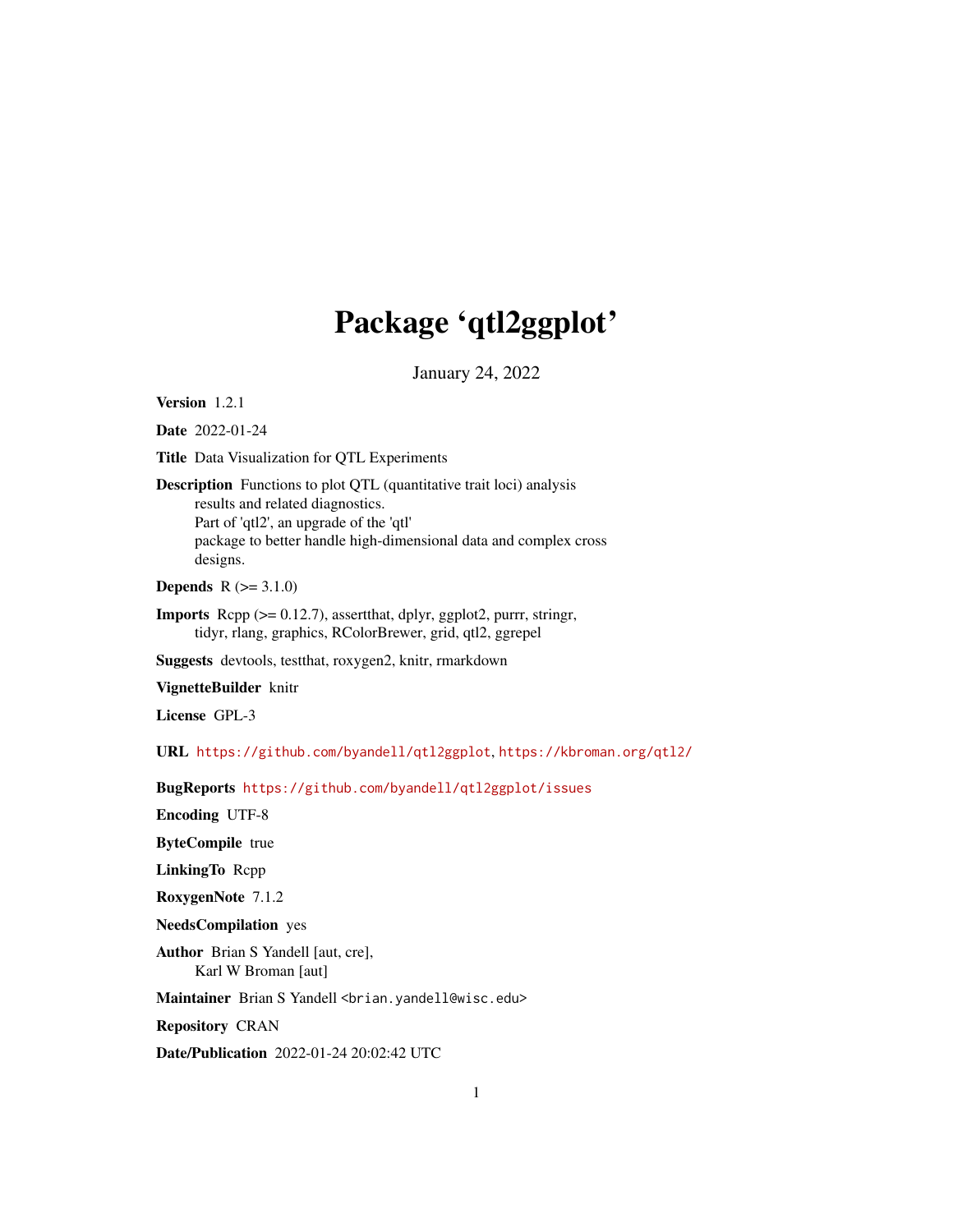# Package 'qtl2ggplot'

January 24, 2022

**Version** 1.2.1

**Date** 2022-01-24

**Title** Data Visualization for QTL Experiments

**Description** Functions to plot QTL (quantitative trait loci) analysis results and related diagnostics. Part of 'qtl2', an upgrade of the 'qtl' package to better handle high-dimensional data and complex cross designs.

**Depends** R (>= 3.1.0)

**Imports** Rcpp (>= 0.12.7), assertthat, dplyr, ggplot2, purrr, stringr, tidyr, rlang, graphics, RColorBrewer, grid, qtl2, ggrepel

**Suggests** devtools, testthat, roxygen2, knitr, rmarkdown

**VignetteBuilder** knitr

**License** GPL-3

**URL** https://github.com/byandell/qtl2ggplot, https://kbroman.org/qtl2/

**BugReports** https://github.com/byandell/qtl2ggplot/issues

**Encoding** UTF-8

**ByteCompile** true

**LinkingTo** Rcpp

**RoxygenNote** 7.1.2

**NeedsCompilation** yes

**Author** Brian S Yandell [aut, cre], Karl W Broman [aut]

**Maintainer** Brian S Yandell <brian.yandell@wisc.edu>

**Repository** CRAN

**Date/Publication** 2022-01-24 20:02:42 UTC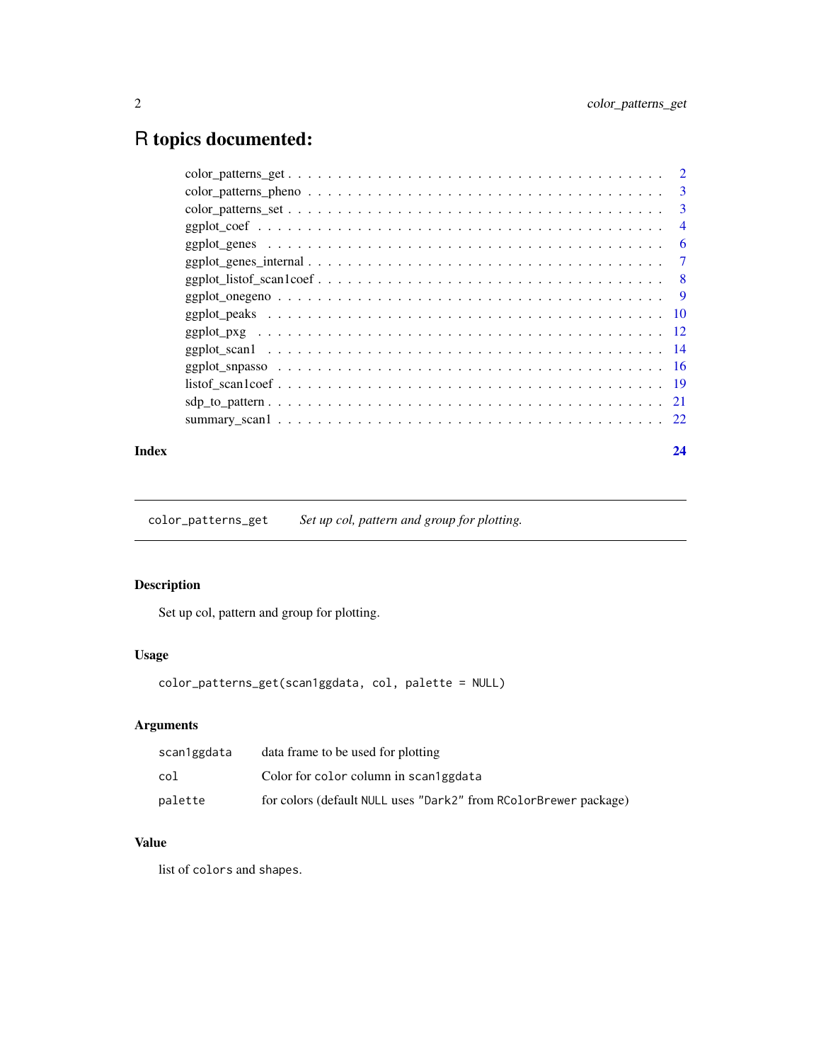# R topics documented:

| | |
|---|---|
| color_patterns_get | 2 |
| color_patterns_pheno | 3 |
| color_patterns_set | 3 |
| ggplot_coef | 4 |
| ggplot_genes | 6 |
| ggplot_genes_internal | 7 |
| ggplot_listof_scan1coef | 8 |
| ggplot_onegeno | 9 |
| ggplot_peaks | 10 |
| ggplot_pxg | 12 |
| ggplot_scan1 | 14 |
| ggplot_snpasso | 16 |
| listof_scan1coef | 19 |
| sdp_to_pattern | 21 |
| summary_scan1 | 22 |

**Index** **24**

---

`color_patterns_get` *Set up col, pattern and group for plotting.*

---

### Description

Set up col, pattern and group for plotting.

### Usage

```
color_patterns_get(scan1ggdata, col, palette = NULL)
```

### Arguments

| | |
|---|---|
| `scan1ggdata` | data frame to be used for plotting |
| `col` | Color for `color` column in `scan1ggdata` |
| `palette` | for colors (default `NULL` uses `"Dark2"` from `RColorBrewer` package) |

### Value

list of `colors` and `shapes`.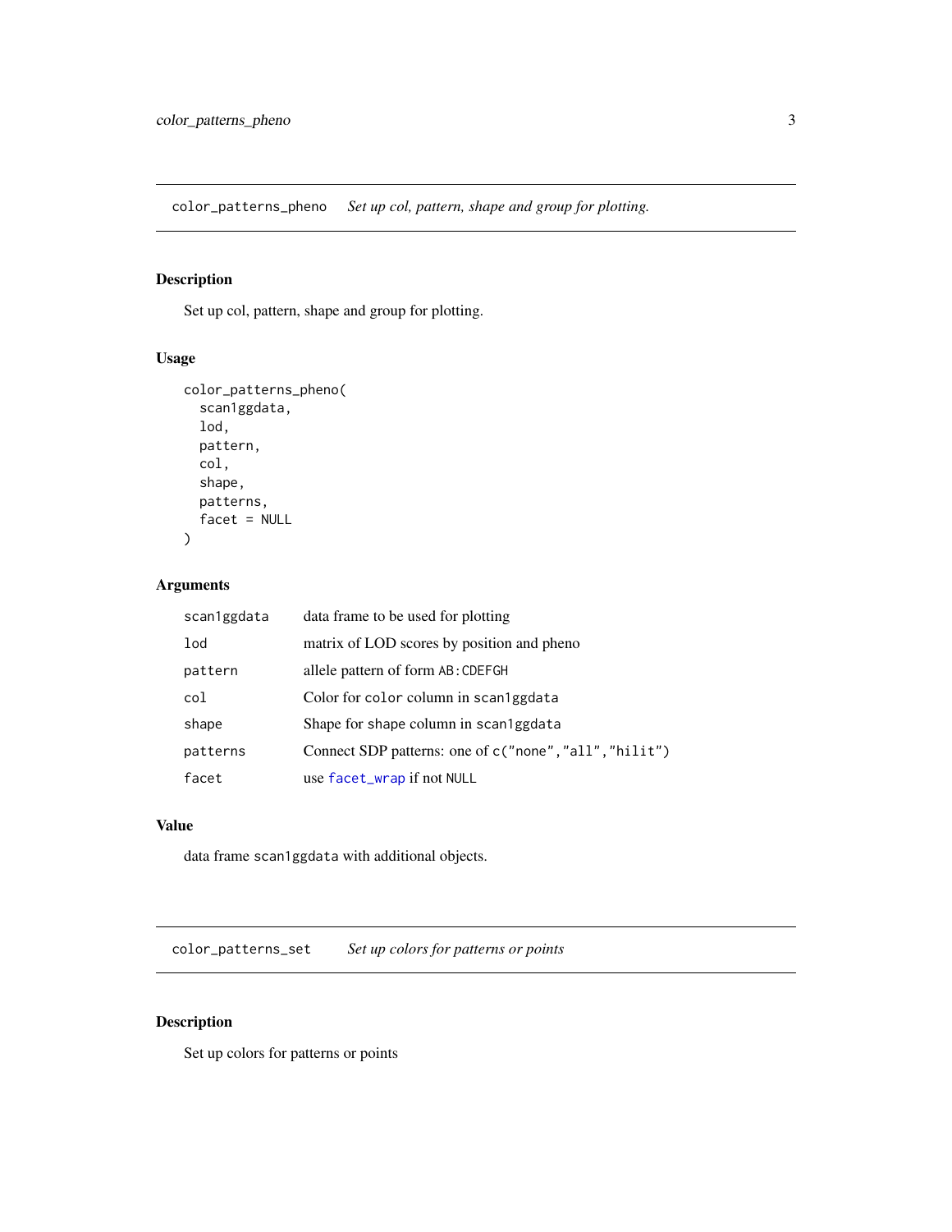## color_patterns_pheno — *Set up col, pattern, shape and group for plotting.*

### Description

Set up col, pattern, shape and group for plotting.

### Usage

```
color_patterns_pheno(
  scan1ggdata,
  lod,
  pattern,
  col,
  shape,
  patterns,
  facet = NULL
)
```

### Arguments

| | |
|---|---|
| `scan1ggdata` | data frame to be used for plotting |
| `lod` | matrix of LOD scores by position and pheno |
| `pattern` | allele pattern of form `AB:CDEFGH` |
| `col` | Color for `color` column in `scan1ggdata` |
| `shape` | Shape for `shape` column in `scan1ggdata` |
| `patterns` | Connect SDP patterns: one of `c("none","all","hilit")` |
| `facet` | use `facet_wrap` if not `NULL` |

### Value

data frame `scan1ggdata` with additional objects.

## color_patterns_set — *Set up colors for patterns or points*

### Description

Set up colors for patterns or points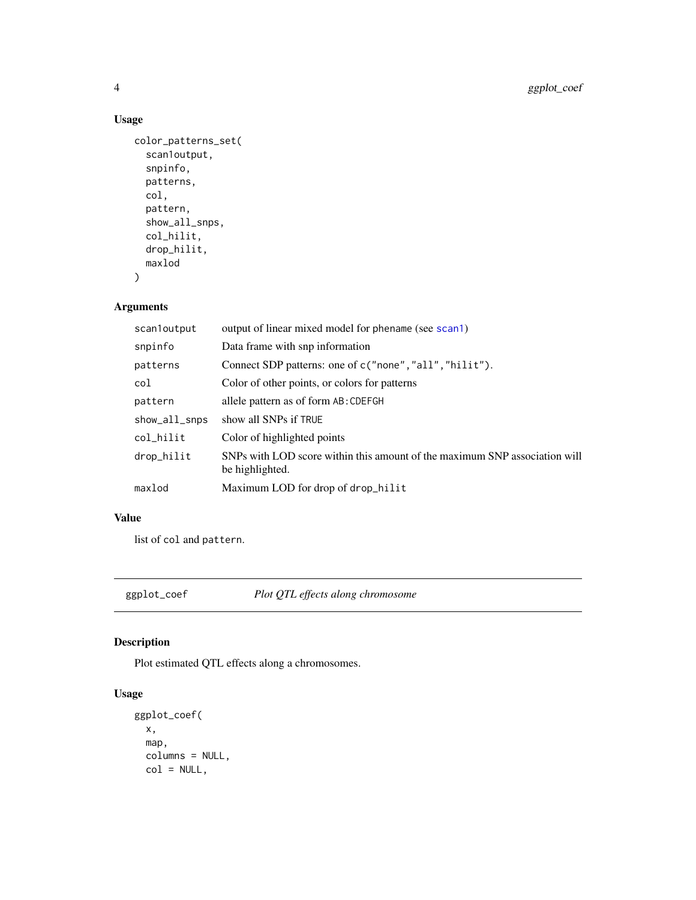### Usage

```
color_patterns_set(
  scan1output,
  snpinfo,
  patterns,
  col,
  pattern,
  show_all_snps,
  col_hilit,
  drop_hilit,
  maxlod
)
```

### Arguments

| | |
|---|---|
| scan1output | output of linear mixed model for phename (see scan1) |
| snpinfo | Data frame with snp information |
| patterns | Connect SDP patterns: one of c("none","all","hilit"). |
| col | Color of other points, or colors for patterns |
| pattern | allele pattern as of form AB:CDEFGH |
| show_all_snps | show all SNPs if TRUE |
| col_hilit | Color of highlighted points |
| drop_hilit | SNPs with LOD score within this amount of the maximum SNP association will be highlighted. |
| maxlod | Maximum LOD for drop of drop_hilit |

### Value

list of col and pattern.

## ggplot_coef — *Plot QTL effects along chromosome*

### Description

Plot estimated QTL effects along a chromosomes.

### Usage

```
ggplot_coef(
  x,
  map,
  columns = NULL,
  col = NULL,
```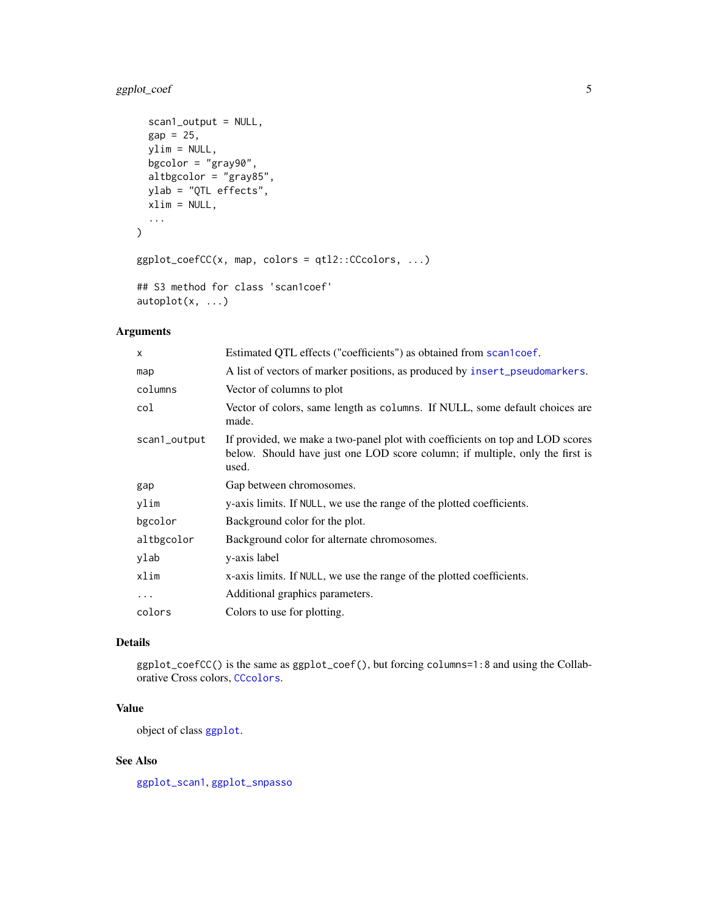```
  scan1_output = NULL,
  gap = 25,
  ylim = NULL,
  bgcolor = "gray90",
  altbgcolor = "gray85",
  ylab = "QTL effects",
  xlim = NULL,
  ...
)

ggplot_coefCC(x, map, colors = qtl2::CCcolors, ...)

## S3 method for class 'scan1coef'
autoplot(x, ...)
```

## Arguments

| | |
|---|---|
| `x` | Estimated QTL effects ("coefficients") as obtained from `scan1coef`. |
| `map` | A list of vectors of marker positions, as produced by `insert_pseudomarkers`. |
| `columns` | Vector of columns to plot |
| `col` | Vector of colors, same length as `columns`. If NULL, some default choices are made. |
| `scan1_output` | If provided, we make a two-panel plot with coefficients on top and LOD scores below. Should have just one LOD score column; if multiple, only the first is used. |
| `gap` | Gap between chromosomes. |
| `ylim` | y-axis limits. If `NULL`, we use the range of the plotted coefficients. |
| `bgcolor` | Background color for the plot. |
| `altbgcolor` | Background color for alternate chromosomes. |
| `ylab` | y-axis label |
| `xlim` | x-axis limits. If `NULL`, we use the range of the plotted coefficients. |
| `...` | Additional graphics parameters. |
| `colors` | Colors to use for plotting. |

## Details

`ggplot_coefCC()` is the same as `ggplot_coef()`, but forcing `columns=1:8` and using the Collaborative Cross colors, `CCcolors`.

## Value

object of class `ggplot`.

## See Also

`ggplot_scan1`, `ggplot_snpasso`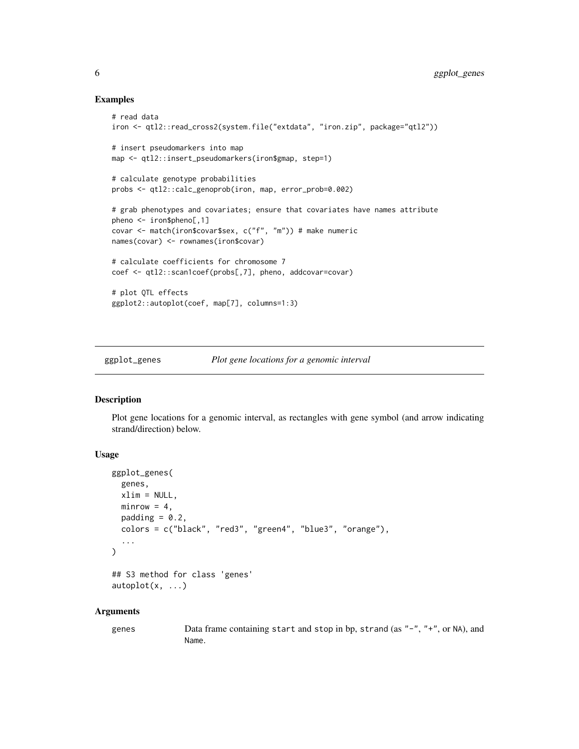## Examples

```
# read data
iron <- qtl2::read_cross2(system.file("extdata", "iron.zip", package="qtl2"))

# insert pseudomarkers into map
map <- qtl2::insert_pseudomarkers(iron$gmap, step=1)

# calculate genotype probabilities
probs <- qtl2::calc_genoprob(iron, map, error_prob=0.002)

# grab phenotypes and covariates; ensure that covariates have names attribute
pheno <- iron$pheno[,1]
covar <- match(iron$covar$sex, c("f", "m")) # make numeric
names(covar) <- rownames(iron$covar)

# calculate coefficients for chromosome 7
coef <- qtl2::scan1coef(probs[,7], pheno, addcovar=covar)

# plot QTL effects
ggplot2::autoplot(coef, map[7], columns=1:3)
```

---

# ggplot_genes — *Plot gene locations for a genomic interval*

## Description

Plot gene locations for a genomic interval, as rectangles with gene symbol (and arrow indicating strand/direction) below.

## Usage

```
ggplot_genes(
  genes,
  xlim = NULL,
  minrow = 4,
  padding = 0.2,
  colors = c("black", "red3", "green4", "blue3", "orange"),
  ...
)

## S3 method for class 'genes'
autoplot(x, ...)
```

## Arguments

genes — Data frame containing `start` and `stop` in bp, `strand` (as `"-"`, `"+"`, or `NA`), and `Name`.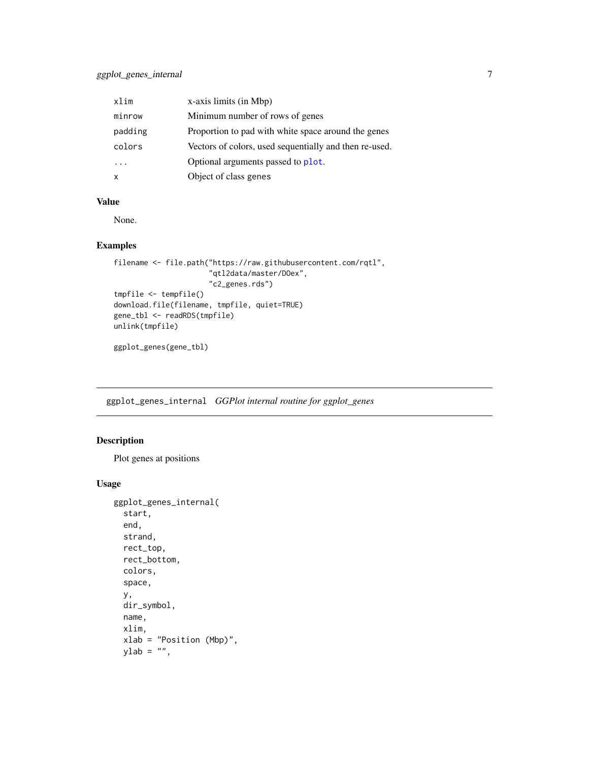| | |
|---|---|
| xlim | x-axis limits (in Mbp) |
| minrow | Minimum number of rows of genes |
| padding | Proportion to pad with white space around the genes |
| colors | Vectors of colors, used sequentially and then re-used. |
| ... | Optional arguments passed to plot. |
| x | Object of class genes |

### Value

None.

### Examples

```
filename <- file.path("https://raw.githubusercontent.com/rqtl",
                      "qtl2data/master/DOex",
                      "c2_genes.rds")
tmpfile <- tempfile()
download.file(filename, tmpfile, quiet=TRUE)
gene_tbl <- readRDS(tmpfile)
unlink(tmpfile)

ggplot_genes(gene_tbl)
```

---

## ggplot_genes_internal *GGPlot internal routine for ggplot_genes*

### Description

Plot genes at positions

### Usage

```
ggplot_genes_internal(
  start,
  end,
  strand,
  rect_top,
  rect_bottom,
  colors,
  space,
  y,
  dir_symbol,
  name,
  xlim,
  xlab = "Position (Mbp)",
  ylab = "",
```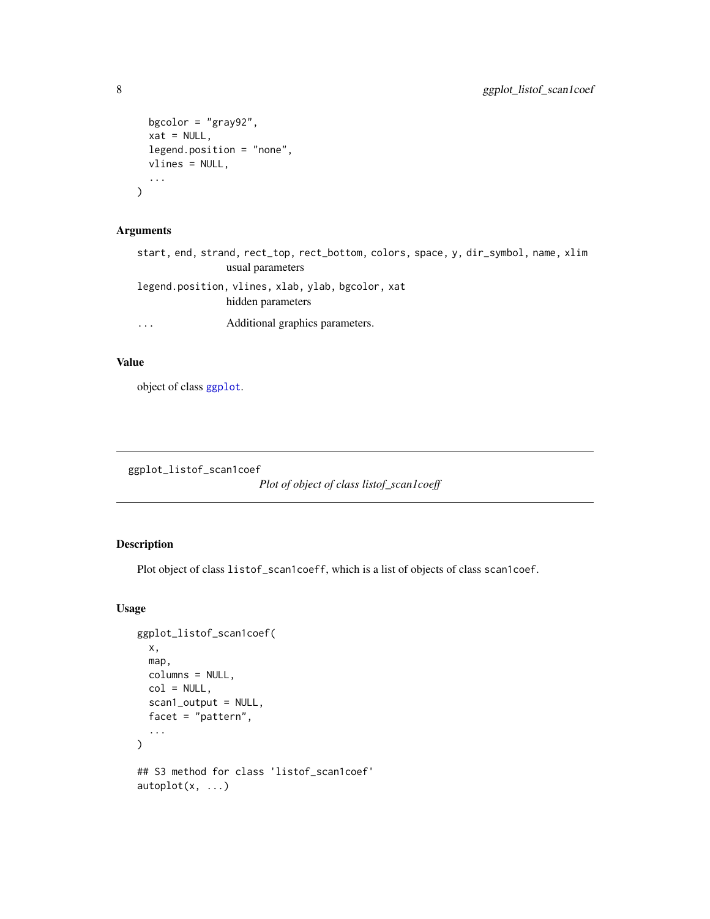```
  bgcolor = "gray92",
  xat = NULL,
  legend.position = "none",
  vlines = NULL,
  ...
)
```

## Arguments

`start, end, strand, rect_top, rect_bottom, colors, space, y, dir_symbol, name, xlim`
usual parameters

`legend.position, vlines, xlab, ylab, bgcolor, xat`
hidden parameters

`...` Additional graphics parameters.

## Value

object of class ggplot.

---

# ggplot_listof_scan1coef — *Plot of object of class listof_scan1coeff*

## Description

Plot object of class `listof_scan1coeff`, which is a list of objects of class `scan1coef`.

## Usage

```
ggplot_listof_scan1coef(
  x,
  map,
  columns = NULL,
  col = NULL,
  scan1_output = NULL,
  facet = "pattern",
  ...
)

## S3 method for class 'listof_scan1coef'
autoplot(x, ...)
```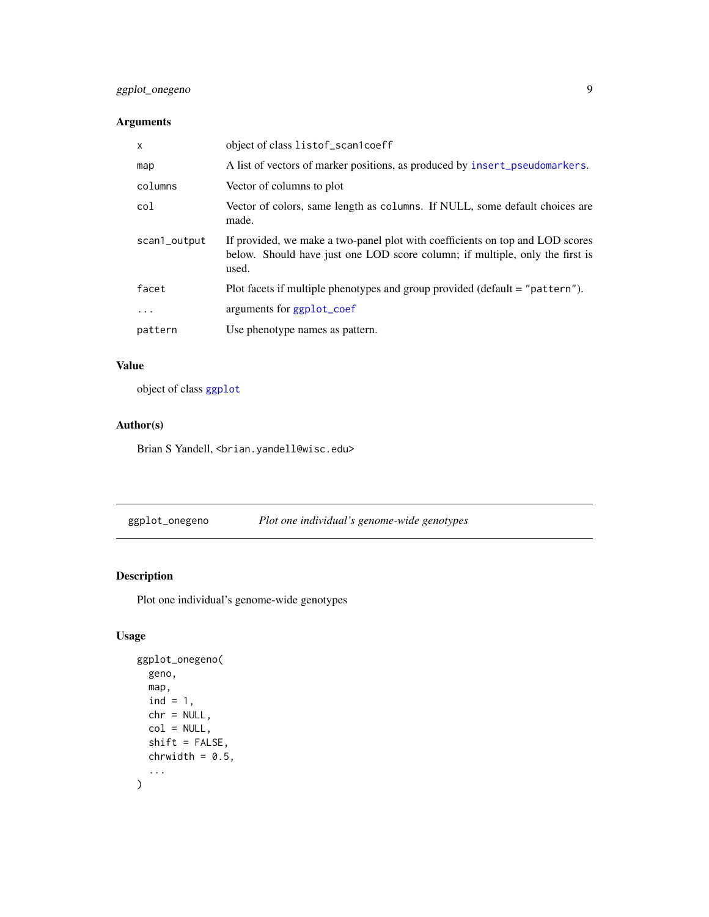### Arguments

| | |
|---|---|
| x | object of class listof_scan1coeff |
| map | A list of vectors of marker positions, as produced by insert_pseudomarkers. |
| columns | Vector of columns to plot |
| col | Vector of colors, same length as columns. If NULL, some default choices are made. |
| scan1_output | If provided, we make a two-panel plot with coefficients on top and LOD scores below. Should have just one LOD score column; if multiple, only the first is used. |
| facet | Plot facets if multiple phenotypes and group provided (default = "pattern"). |
| ... | arguments for ggplot_coef |
| pattern | Use phenotype names as pattern. |

### Value

object of class ggplot

### Author(s)

Brian S Yandell, <brian.yandell@wisc.edu>

---

## ggplot_onegeno — *Plot one individual's genome-wide genotypes*

### Description

Plot one individual's genome-wide genotypes

### Usage

```
ggplot_onegeno(
  geno,
  map,
  ind = 1,
  chr = NULL,
  col = NULL,
  shift = FALSE,
  chrwidth = 0.5,
  ...
)
```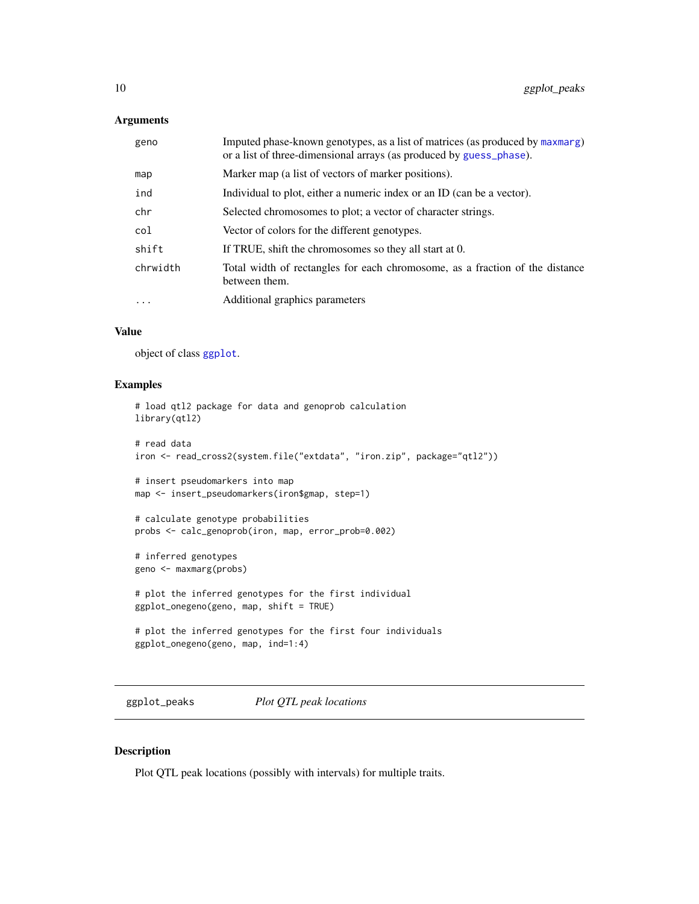### Arguments

| | |
|---|---|
| geno | Imputed phase-known genotypes, as a list of matrices (as produced by maxmarg) or a list of three-dimensional arrays (as produced by guess_phase). |
| map | Marker map (a list of vectors of marker positions). |
| ind | Individual to plot, either a numeric index or an ID (can be a vector). |
| chr | Selected chromosomes to plot; a vector of character strings. |
| col | Vector of colors for the different genotypes. |
| shift | If TRUE, shift the chromosomes so they all start at 0. |
| chrwidth | Total width of rectangles for each chromosome, as a fraction of the distance between them. |
| ... | Additional graphics parameters |

### Value

object of class ggplot.

### Examples

```
# load qtl2 package for data and genoprob calculation
library(qtl2)

# read data
iron <- read_cross2(system.file("extdata", "iron.zip", package="qtl2"))

# insert pseudomarkers into map
map <- insert_pseudomarkers(iron$gmap, step=1)

# calculate genotype probabilities
probs <- calc_genoprob(iron, map, error_prob=0.002)

# inferred genotypes
geno <- maxmarg(probs)

# plot the inferred genotypes for the first individual
ggplot_onegeno(geno, map, shift = TRUE)

# plot the inferred genotypes for the first four individuals
ggplot_onegeno(geno, map, ind=1:4)
```

---

## ggplot_peaks — *Plot QTL peak locations*

### Description

Plot QTL peak locations (possibly with intervals) for multiple traits.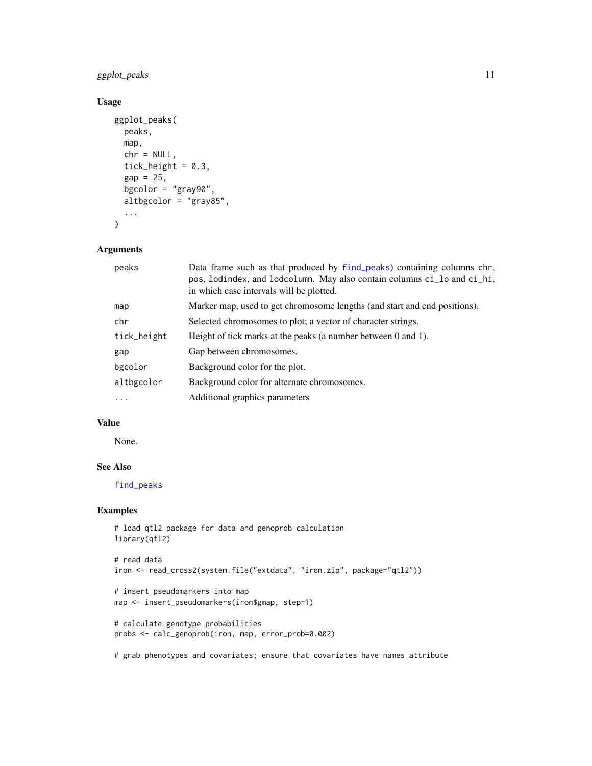### Usage

```
ggplot_peaks(
  peaks,
  map,
  chr = NULL,
  tick_height = 0.3,
  gap = 25,
  bgcolor = "gray90",
  altbgcolor = "gray85",
  ...
)
```

### Arguments

| | |
|---|---|
| peaks | Data frame such as that produced by find_peaks) containing columns chr, pos, lodindex, and lodcolumn. May also contain columns ci_lo and ci_hi, in which case intervals will be plotted. |
| map | Marker map, used to get chromosome lengths (and start and end positions). |
| chr | Selected chromosomes to plot; a vector of character strings. |
| tick_height | Height of tick marks at the peaks (a number between 0 and 1). |
| gap | Gap between chromosomes. |
| bgcolor | Background color for the plot. |
| altbgcolor | Background color for alternate chromosomes. |
| ... | Additional graphics parameters |

### Value

None.

### See Also

find_peaks

### Examples

```
# load qtl2 package for data and genoprob calculation
library(qtl2)

# read data
iron <- read_cross2(system.file("extdata", "iron.zip", package="qtl2"))

# insert pseudomarkers into map
map <- insert_pseudomarkers(iron$gmap, step=1)

# calculate genotype probabilities
probs <- calc_genoprob(iron, map, error_prob=0.002)

# grab phenotypes and covariates; ensure that covariates have names attribute
```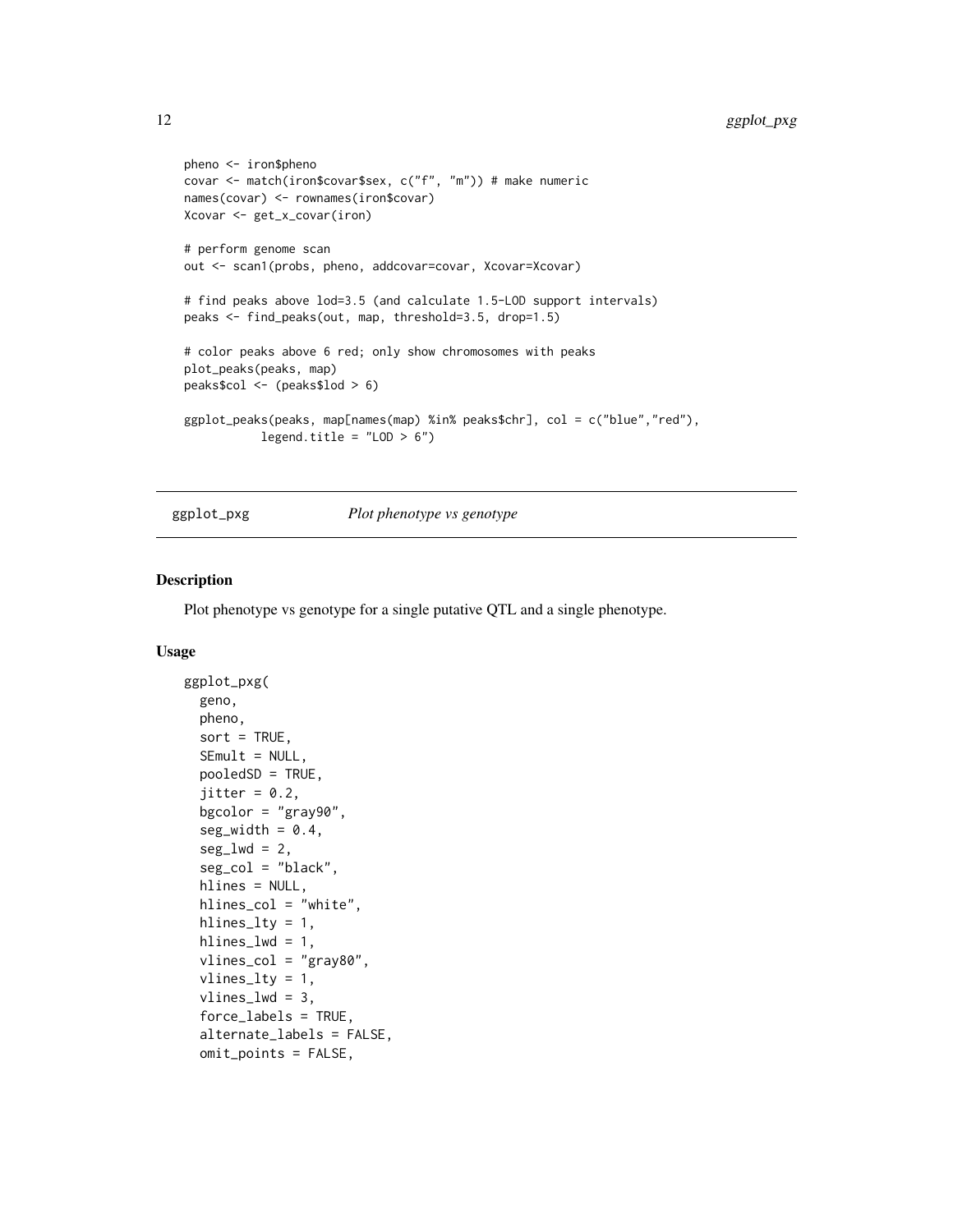```
pheno <- iron$pheno
covar <- match(iron$covar$sex, c("f", "m")) # make numeric
names(covar) <- rownames(iron$covar)
Xcovar <- get_x_covar(iron)

# perform genome scan
out <- scan1(probs, pheno, addcovar=covar, Xcovar=Xcovar)

# find peaks above lod=3.5 (and calculate 1.5-LOD support intervals)
peaks <- find_peaks(out, map, threshold=3.5, drop=1.5)

# color peaks above 6 red; only show chromosomes with peaks
plot_peaks(peaks, map)
peaks$col <- (peaks$lod > 6)

ggplot_peaks(peaks, map[names(map) %in% peaks$chr], col = c("blue","red"),
           legend.title = "LOD > 6")
```

---

## ggplot_pxg — *Plot phenotype vs genotype*

### Description

Plot phenotype vs genotype for a single putative QTL and a single phenotype.

### Usage

```
ggplot_pxg(
  geno,
  pheno,
  sort = TRUE,
  SEmult = NULL,
  pooledSD = TRUE,
  jitter = 0.2,
  bgcolor = "gray90",
  seg_width = 0.4,
  seg_lwd = 2,
  seg_col = "black",
  hlines = NULL,
  hlines_col = "white",
  hlines_lty = 1,
  hlines_lwd = 1,
  vlines_col = "gray80",
  vlines_lty = 1,
  vlines_lwd = 3,
  force_labels = TRUE,
  alternate_labels = FALSE,
  omit_points = FALSE,
```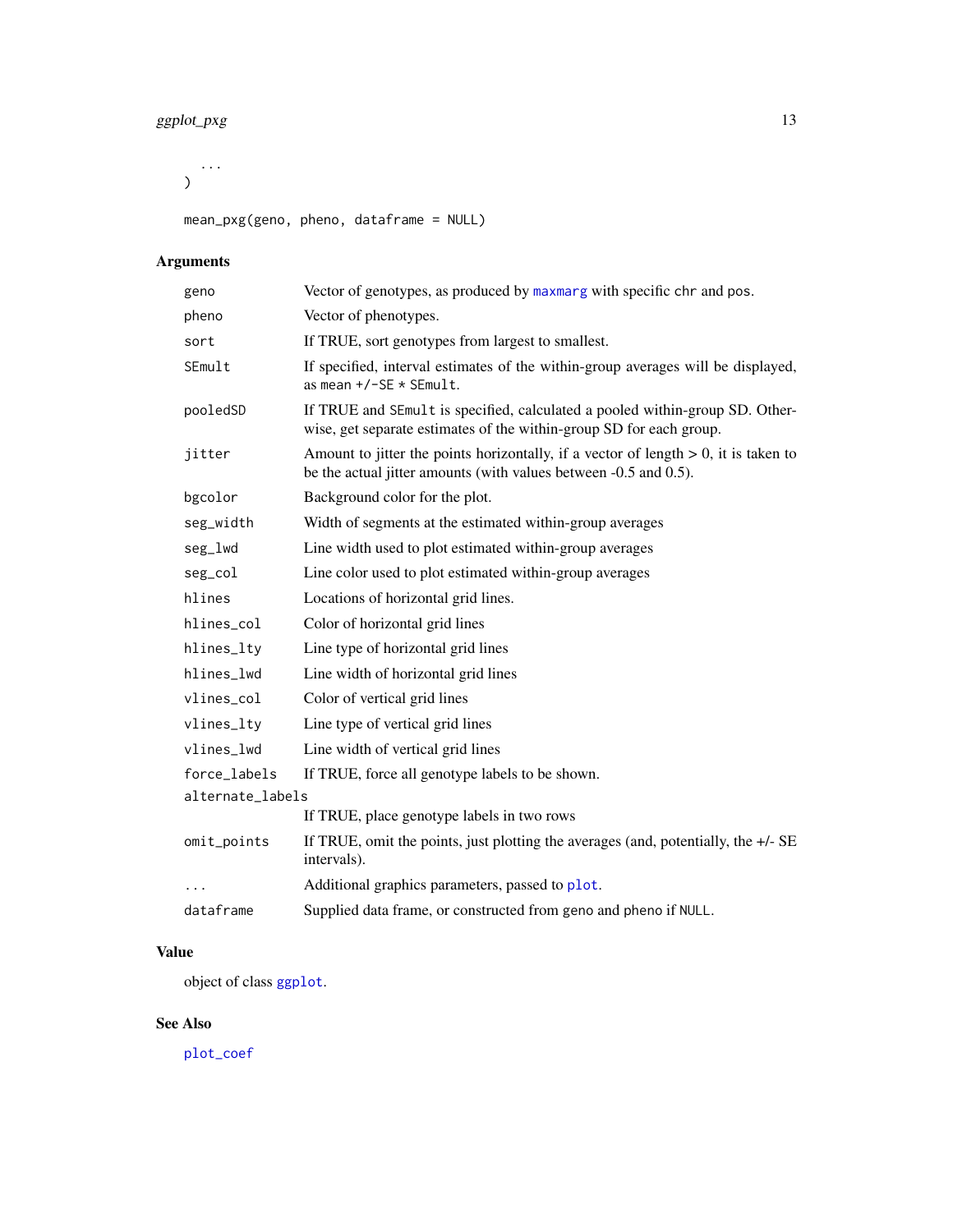```
    ...
)

mean_pxg(geno, pheno, dataframe = NULL)
```

### Arguments

| | |
|---|---|
| geno | Vector of genotypes, as produced by maxmarg with specific chr and pos. |
| pheno | Vector of phenotypes. |
| sort | If TRUE, sort genotypes from largest to smallest. |
| SEmult | If specified, interval estimates of the within-group averages will be displayed, as mean +/-SE * SEmult. |
| pooledSD | If TRUE and SEmult is specified, calculated a pooled within-group SD. Otherwise, get separate estimates of the within-group SD for each group. |
| jitter | Amount to jitter the points horizontally, if a vector of length > 0, it is taken to be the actual jitter amounts (with values between -0.5 and 0.5). |
| bgcolor | Background color for the plot. |
| seg_width | Width of segments at the estimated within-group averages |
| seg_lwd | Line width used to plot estimated within-group averages |
| seg_col | Line color used to plot estimated within-group averages |
| hlines | Locations of horizontal grid lines. |
| hlines_col | Color of horizontal grid lines |
| hlines_lty | Line type of horizontal grid lines |
| hlines_lwd | Line width of horizontal grid lines |
| vlines_col | Color of vertical grid lines |
| vlines_lty | Line type of vertical grid lines |
| vlines_lwd | Line width of vertical grid lines |
| force_labels | If TRUE, force all genotype labels to be shown. |
| alternate_labels | If TRUE, place genotype labels in two rows |
| omit_points | If TRUE, omit the points, just plotting the averages (and, potentially, the +/- SE intervals). |
| ... | Additional graphics parameters, passed to plot. |
| dataframe | Supplied data frame, or constructed from geno and pheno if NULL. |

### Value

object of class ggplot.

### See Also

plot_coef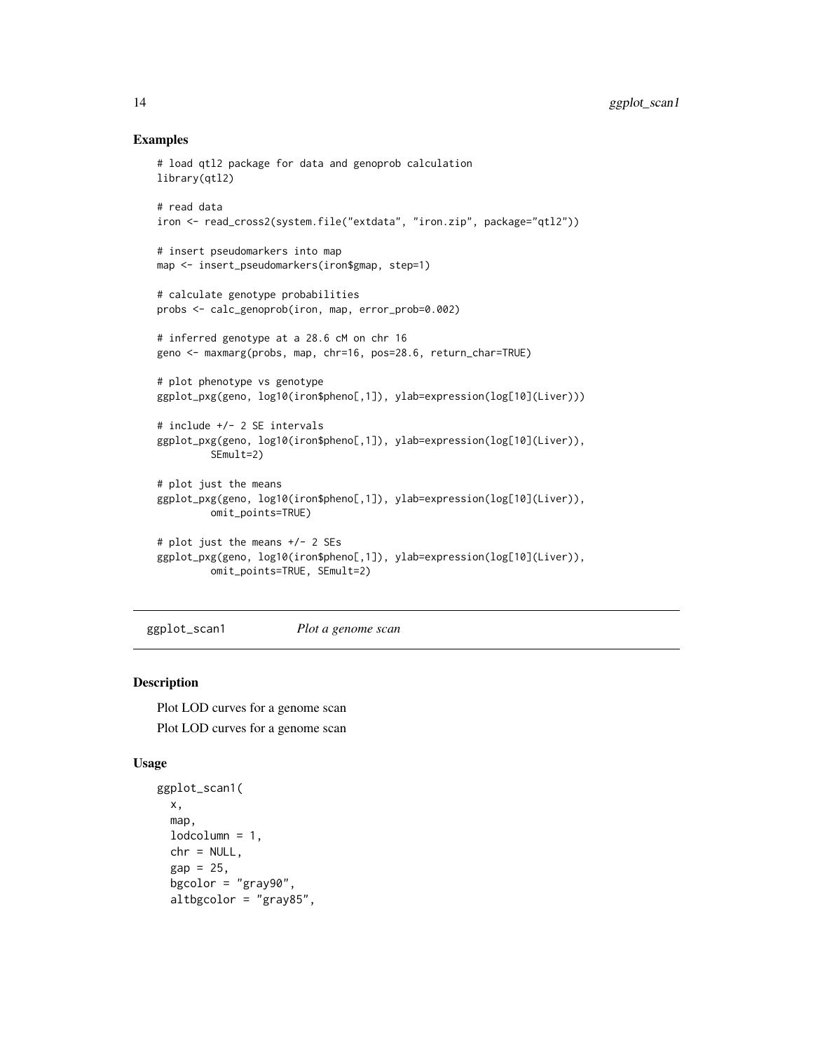## Examples

```
# load qtl2 package for data and genoprob calculation
library(qtl2)

# read data
iron <- read_cross2(system.file("extdata", "iron.zip", package="qtl2"))

# insert pseudomarkers into map
map <- insert_pseudomarkers(iron$gmap, step=1)

# calculate genotype probabilities
probs <- calc_genoprob(iron, map, error_prob=0.002)

# inferred genotype at a 28.6 cM on chr 16
geno <- maxmarg(probs, map, chr=16, pos=28.6, return_char=TRUE)

# plot phenotype vs genotype
ggplot_pxg(geno, log10(iron$pheno[,1]), ylab=expression(log[10](Liver)))

# include +/- 2 SE intervals
ggplot_pxg(geno, log10(iron$pheno[,1]), ylab=expression(log[10](Liver)),
        SEmult=2)

# plot just the means
ggplot_pxg(geno, log10(iron$pheno[,1]), ylab=expression(log[10](Liver)),
        omit_points=TRUE)

# plot just the means +/- 2 SEs
ggplot_pxg(geno, log10(iron$pheno[,1]), ylab=expression(log[10](Liver)),
        omit_points=TRUE, SEmult=2)
```

---

# ggplot_scan1 *Plot a genome scan*

## Description

Plot LOD curves for a genome scan

Plot LOD curves for a genome scan

## Usage

```
ggplot_scan1(
  x,
  map,
  lodcolumn = 1,
  chr = NULL,
  gap = 25,
  bgcolor = "gray90",
  altbgcolor = "gray85",
```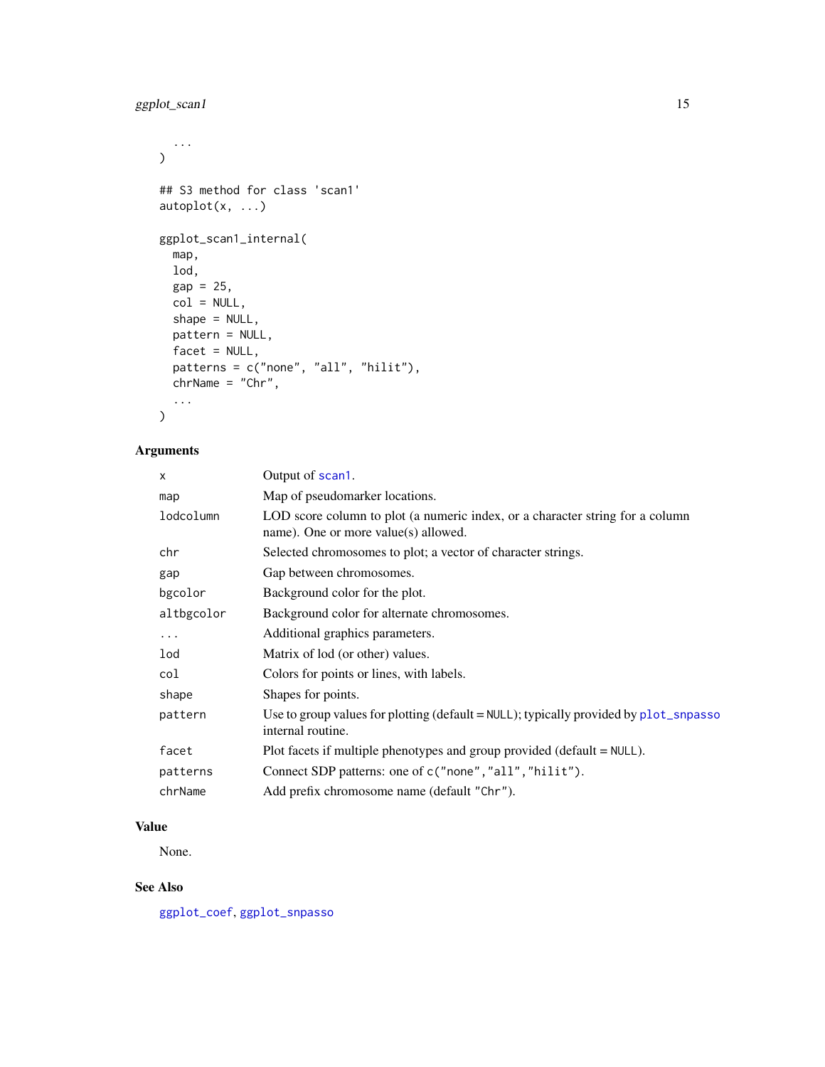```
  ...
)

## S3 method for class 'scan1'
autoplot(x, ...)

ggplot_scan1_internal(
  map,
  lod,
  gap = 25,
  col = NULL,
  shape = NULL,
  pattern = NULL,
  facet = NULL,
  patterns = c("none", "all", "hilit"),
  chrName = "Chr",
  ...
)
```

## Arguments

| | |
|---|---|
| x | Output of scan1. |
| map | Map of pseudomarker locations. |
| lodcolumn | LOD score column to plot (a numeric index, or a character string for a column name). One or more value(s) allowed. |
| chr | Selected chromosomes to plot; a vector of character strings. |
| gap | Gap between chromosomes. |
| bgcolor | Background color for the plot. |
| altbgcolor | Background color for alternate chromosomes. |
| ... | Additional graphics parameters. |
| lod | Matrix of lod (or other) values. |
| col | Colors for points or lines, with labels. |
| shape | Shapes for points. |
| pattern | Use to group values for plotting (default = NULL); typically provided by plot_snpasso internal routine. |
| facet | Plot facets if multiple phenotypes and group provided (default = NULL). |
| patterns | Connect SDP patterns: one of c("none","all","hilit"). |
| chrName | Add prefix chromosome name (default "Chr"). |

## Value

None.

## See Also

ggplot_coef, ggplot_snpasso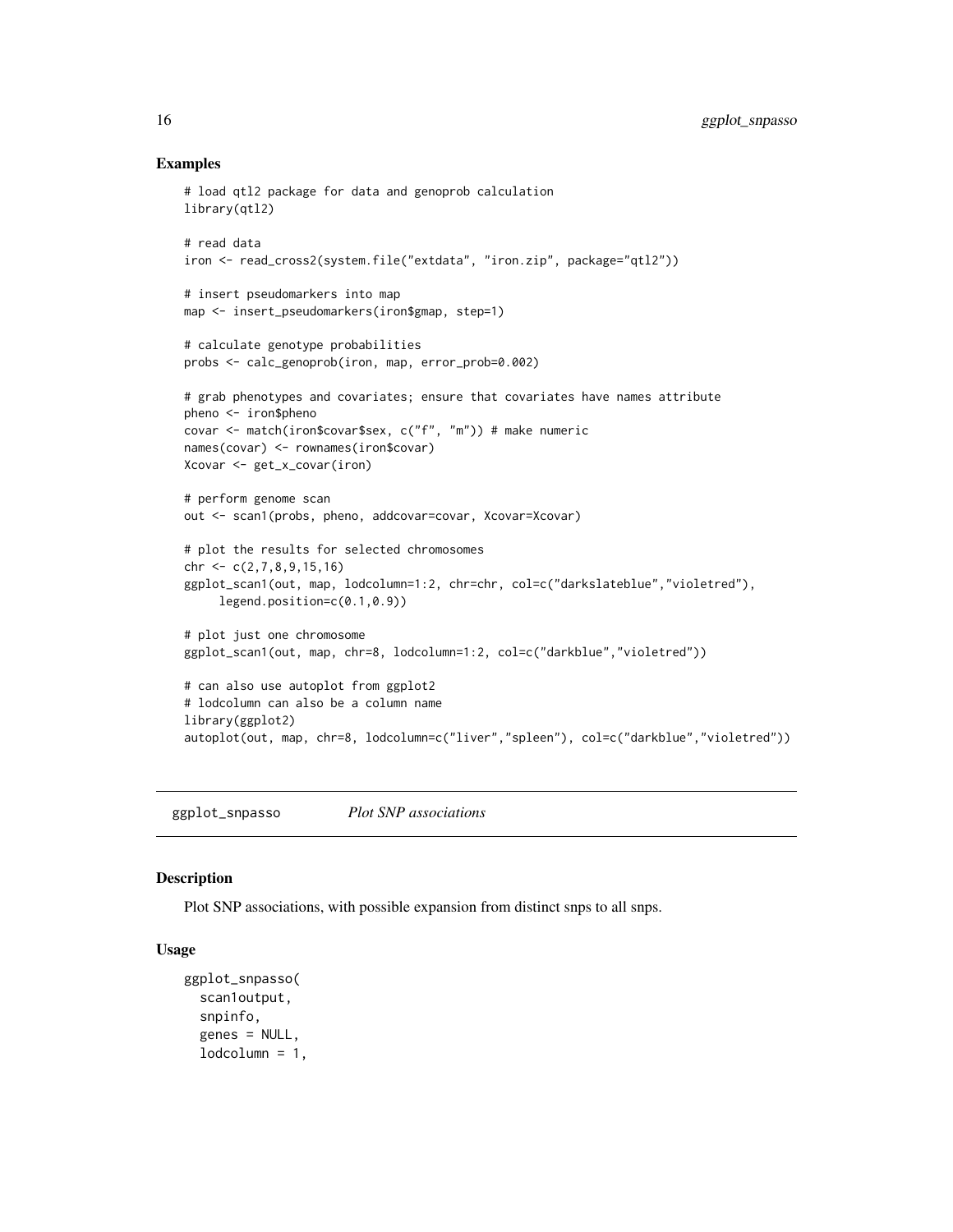## Examples

```
# load qtl2 package for data and genoprob calculation
library(qtl2)

# read data
iron <- read_cross2(system.file("extdata", "iron.zip", package="qtl2"))

# insert pseudomarkers into map
map <- insert_pseudomarkers(iron$gmap, step=1)

# calculate genotype probabilities
probs <- calc_genoprob(iron, map, error_prob=0.002)

# grab phenotypes and covariates; ensure that covariates have names attribute
pheno <- iron$pheno
covar <- match(iron$covar$sex, c("f", "m")) # make numeric
names(covar) <- rownames(iron$covar)
Xcovar <- get_x_covar(iron)

# perform genome scan
out <- scan1(probs, pheno, addcovar=covar, Xcovar=Xcovar)

# plot the results for selected chromosomes
chr <- c(2,7,8,9,15,16)
ggplot_scan1(out, map, lodcolumn=1:2, chr=chr, col=c("darkslateblue","violetred"),
     legend.position=c(0.1,0.9))

# plot just one chromosome
ggplot_scan1(out, map, chr=8, lodcolumn=1:2, col=c("darkblue","violetred"))

# can also use autoplot from ggplot2
# lodcolumn can also be a column name
library(ggplot2)
autoplot(out, map, chr=8, lodcolumn=c("liver","spleen"), col=c("darkblue","violetred"))
```

---

`ggplot_snpasso` *Plot SNP associations*

---

## Description

Plot SNP associations, with possible expansion from distinct snps to all snps.

## Usage

```
ggplot_snpasso(
  scan1output,
  snpinfo,
  genes = NULL,
  lodcolumn = 1,
```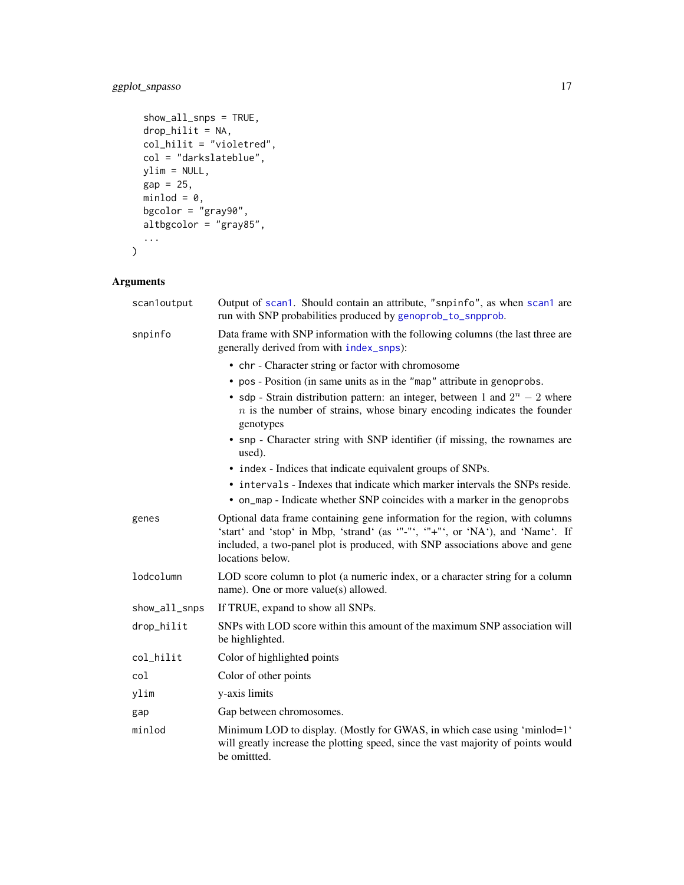```
  show_all_snps = TRUE,
  drop_hilit = NA,
  col_hilit = "violetred",
  col = "darkslateblue",
  ylim = NULL,
  gap = 25,
  minlod = 0,
  bgcolor = "gray90",
  altbgcolor = "gray85",
  ...
)
```

## Arguments

| | |
|---|---|
| scan1output | Output of scan1. Should contain an attribute, "snpinfo", as when scan1 are run with SNP probabilities produced by genoprob_to_snpprob. |
| snpinfo | Data frame with SNP information with the following columns (the last three are generally derived from with index_snps): <br>• chr - Character string or factor with chromosome <br>• pos - Position (in same units as in the "map" attribute in genoprobs. <br>• sdp - Strain distribution pattern: an integer, between 1 and $2^n - 2$ where $n$ is the number of strains, whose binary encoding indicates the founder genotypes <br>• snp - Character string with SNP identifier (if missing, the rownames are used). <br>• index - Indices that indicate equivalent groups of SNPs. <br>• intervals - Indexes that indicate which marker intervals the SNPs reside. <br>• on_map - Indicate whether SNP coincides with a marker in the genoprobs |
| genes | Optional data frame containing gene information for the region, with columns 'start' and 'stop' in Mbp, 'strand' (as '"-"', '"+"', or 'NA'), and 'Name'. If included, a two-panel plot is produced, with SNP associations above and gene locations below. |
| lodcolumn | LOD score column to plot (a numeric index, or a character string for a column name). One or more value(s) allowed. |
| show_all_snps | If TRUE, expand to show all SNPs. |
| drop_hilit | SNPs with LOD score within this amount of the maximum SNP association will be highlighted. |
| col_hilit | Color of highlighted points |
| col | Color of other points |
| ylim | y-axis limits |
| gap | Gap between chromosomes. |
| minlod | Minimum LOD to display. (Mostly for GWAS, in which case using 'minlod=1' will greatly increase the plotting speed, since the vast majority of points would be omittted. |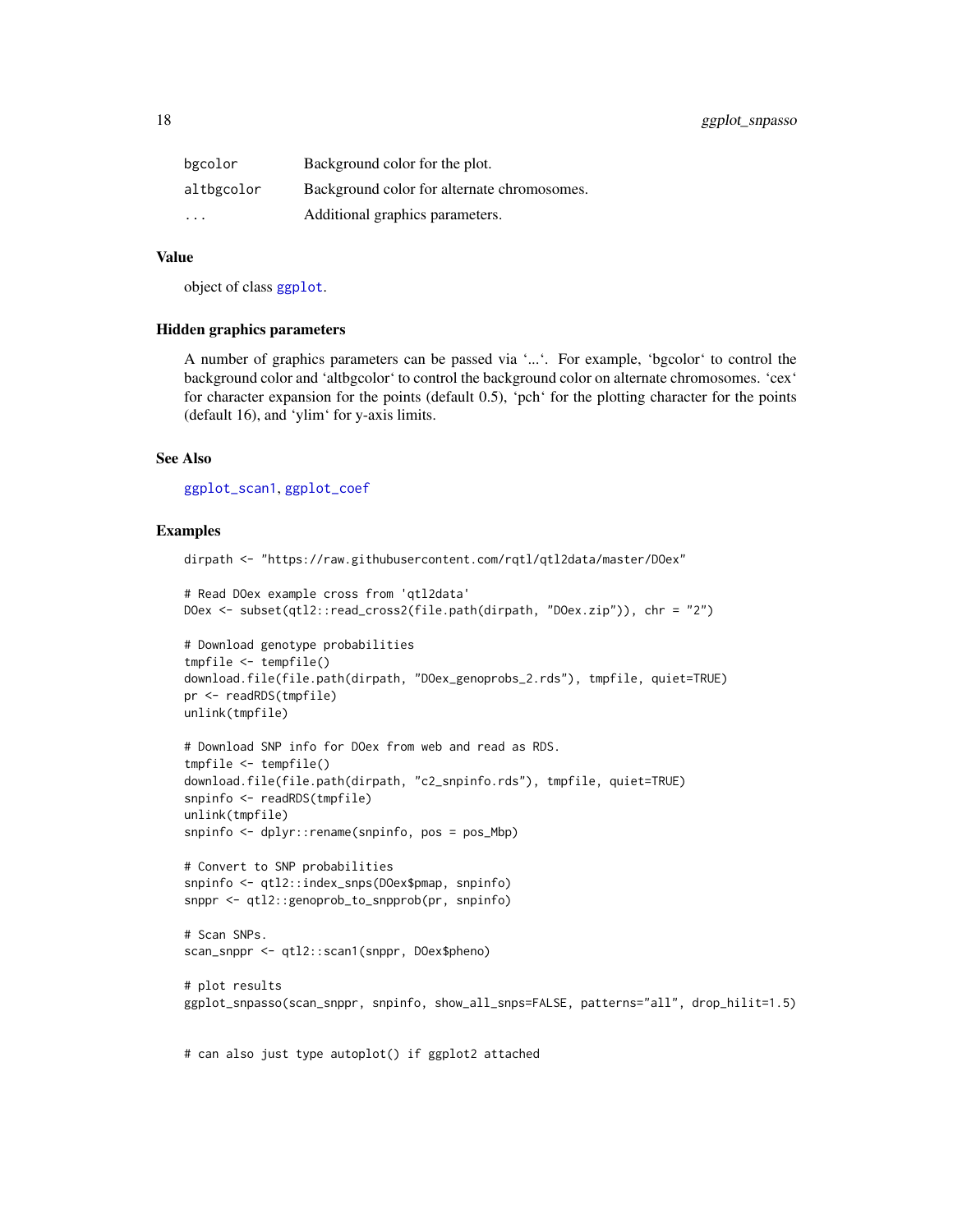| | |
|---|---|
| bgcolor | Background color for the plot. |
| altbgcolor | Background color for alternate chromosomes. |
| ... | Additional graphics parameters. |

### Value

object of class ggplot.

### Hidden graphics parameters

A number of graphics parameters can be passed via '...'. For example, 'bgcolor' to control the background color and 'altbgcolor' to control the background color on alternate chromosomes. 'cex' for character expansion for the points (default 0.5), 'pch' for the plotting character for the points (default 16), and 'ylim' for y-axis limits.

### See Also

ggplot_scan1, ggplot_coef

### Examples

```
dirpath <- "https://raw.githubusercontent.com/rqtl/qtl2data/master/DOex"

# Read DOex example cross from 'qtl2data'
DOex <- subset(qtl2::read_cross2(file.path(dirpath, "DOex.zip")), chr = "2")

# Download genotype probabilities
tmpfile <- tempfile()
download.file(file.path(dirpath, "DOex_genoprobs_2.rds"), tmpfile, quiet=TRUE)
pr <- readRDS(tmpfile)
unlink(tmpfile)

# Download SNP info for DOex from web and read as RDS.
tmpfile <- tempfile()
download.file(file.path(dirpath, "c2_snpinfo.rds"), tmpfile, quiet=TRUE)
snpinfo <- readRDS(tmpfile)
unlink(tmpfile)
snpinfo <- dplyr::rename(snpinfo, pos = pos_Mbp)

# Convert to SNP probabilities
snpinfo <- qtl2::index_snps(DOex$pmap, snpinfo)
snppr <- qtl2::genoprob_to_snpprob(pr, snpinfo)

# Scan SNPs.
scan_snppr <- qtl2::scan1(snppr, DOex$pheno)

# plot results
ggplot_snpasso(scan_snppr, snpinfo, show_all_snps=FALSE, patterns="all", drop_hilit=1.5)


# can also just type autoplot() if ggplot2 attached
```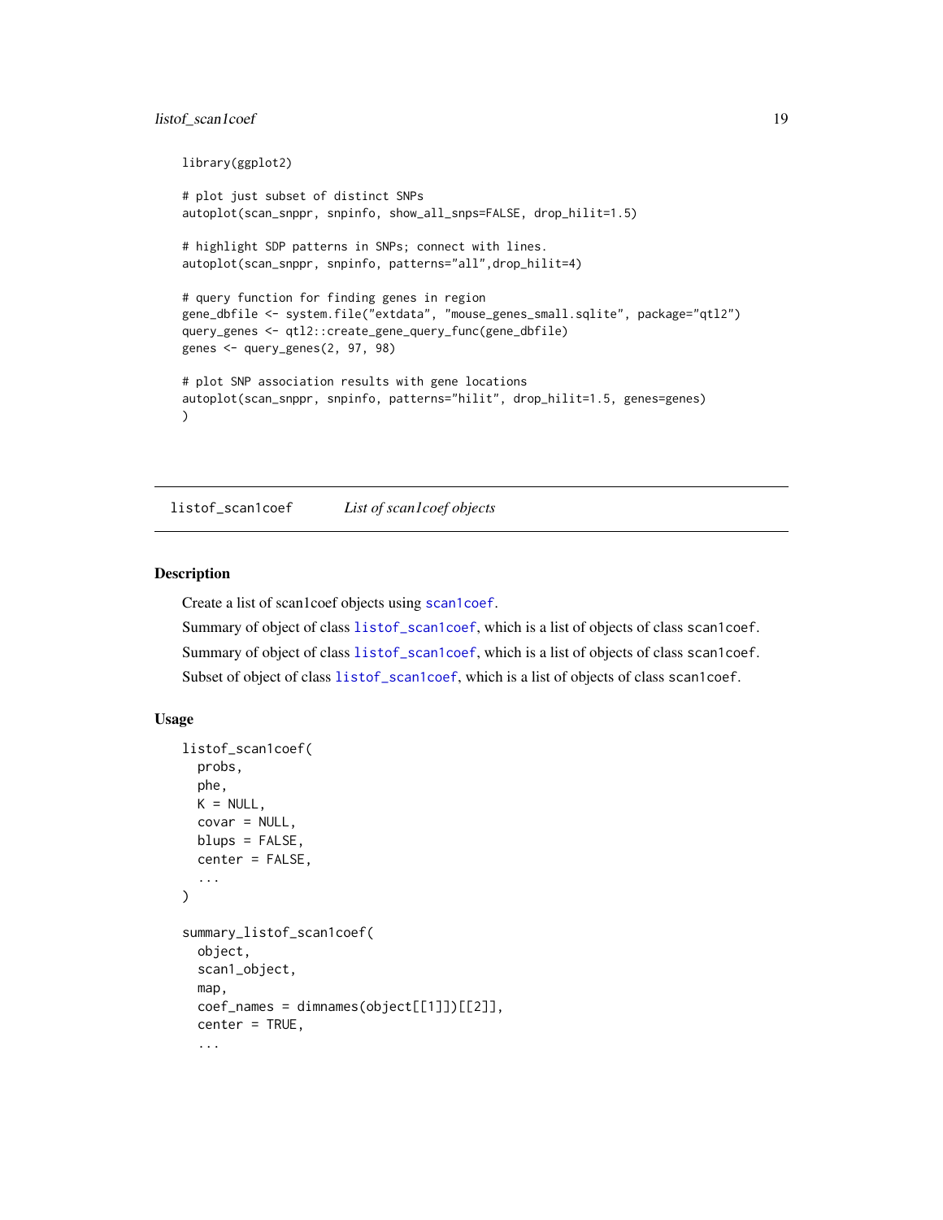```
library(ggplot2)

# plot just subset of distinct SNPs
autoplot(scan_snppr, snpinfo, show_all_snps=FALSE, drop_hilit=1.5)

# highlight SDP patterns in SNPs; connect with lines.
autoplot(scan_snppr, snpinfo, patterns="all",drop_hilit=4)

# query function for finding genes in region
gene_dbfile <- system.file("extdata", "mouse_genes_small.sqlite", package="qtl2")
query_genes <- qtl2::create_gene_query_func(gene_dbfile)
genes <- query_genes(2, 97, 98)

# plot SNP association results with gene locations
autoplot(scan_snppr, snpinfo, patterns="hilit", drop_hilit=1.5, genes=genes)
)
```

---

## listof_scan1coef *List of scan1coef objects*

### Description

Create a list of scan1coef objects using `scan1coef`.

Summary of object of class `listof_scan1coef`, which is a list of objects of class `scan1coef`.

Summary of object of class `listof_scan1coef`, which is a list of objects of class `scan1coef`.

Subset of object of class `listof_scan1coef`, which is a list of objects of class `scan1coef`.

### Usage

```
listof_scan1coef(
  probs,
  phe,
  K = NULL,
  covar = NULL,
  blups = FALSE,
  center = FALSE,
  ...
)

summary_listof_scan1coef(
  object,
  scan1_object,
  map,
  coef_names = dimnames(object[[1]])[[2]],
  center = TRUE,
  ...
```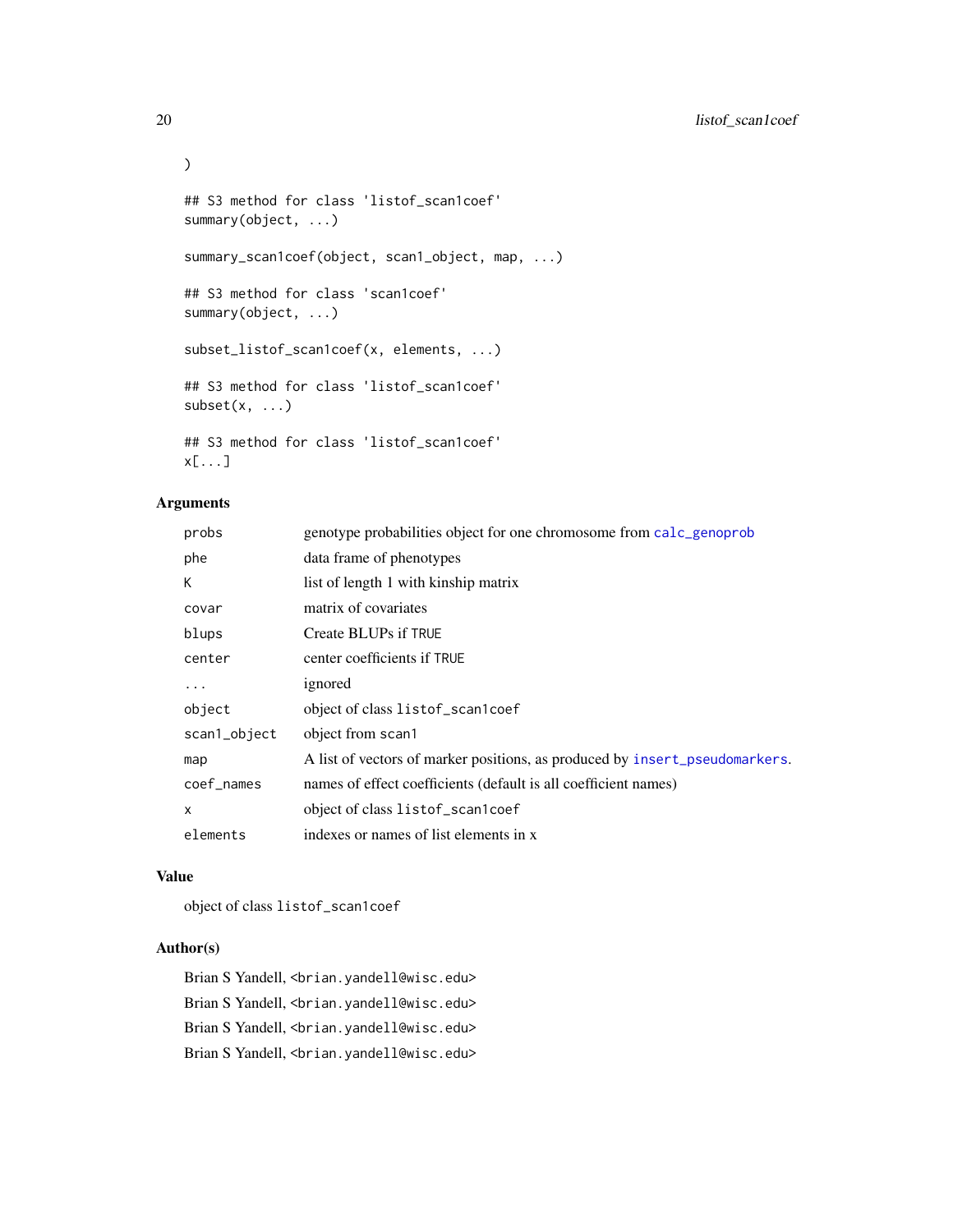```
)

## S3 method for class 'listof_scan1coef'
summary(object, ...)

summary_scan1coef(object, scan1_object, map, ...)

## S3 method for class 'scan1coef'
summary(object, ...)

subset_listof_scan1coef(x, elements, ...)

## S3 method for class 'listof_scan1coef'
subset(x, ...)

## S3 method for class 'listof_scan1coef'
x[...]
```

### Arguments

| | |
|---|---|
| probs | genotype probabilities object for one chromosome from calc_genoprob |
| phe | data frame of phenotypes |
| K | list of length 1 with kinship matrix |
| covar | matrix of covariates |
| blups | Create BLUPs if TRUE |
| center | center coefficients if TRUE |
| ... | ignored |
| object | object of class listof_scan1coef |
| scan1_object | object from scan1 |
| map | A list of vectors of marker positions, as produced by insert_pseudomarkers. |
| coef_names | names of effect coefficients (default is all coefficient names) |
| x | object of class listof_scan1coef |
| elements | indexes or names of list elements in x |

### Value

object of class listof_scan1coef

### Author(s)

Brian S Yandell, <brian.yandell@wisc.edu>

Brian S Yandell, <brian.yandell@wisc.edu>

Brian S Yandell, <brian.yandell@wisc.edu>

Brian S Yandell, <brian.yandell@wisc.edu>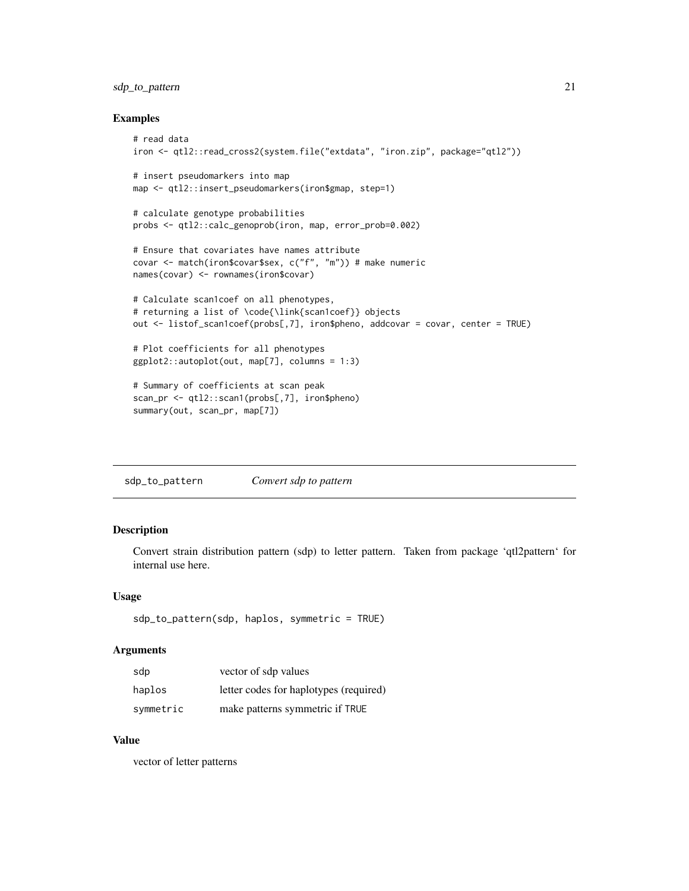### Examples

```
# read data
iron <- qtl2::read_cross2(system.file("extdata", "iron.zip", package="qtl2"))

# insert pseudomarkers into map
map <- qtl2::insert_pseudomarkers(iron$gmap, step=1)

# calculate genotype probabilities
probs <- qtl2::calc_genoprob(iron, map, error_prob=0.002)

# Ensure that covariates have names attribute
covar <- match(iron$covar$sex, c("f", "m")) # make numeric
names(covar) <- rownames(iron$covar)

# Calculate scan1coef on all phenotypes,
# returning a list of \code{\link{scan1coef}} objects
out <- listof_scan1coef(probs[,7], iron$pheno, addcovar = covar, center = TRUE)

# Plot coefficients for all phenotypes
ggplot2::autoplot(out, map[7], columns = 1:3)

# Summary of coefficients at scan peak
scan_pr <- qtl2::scan1(probs[,7], iron$pheno)
summary(out, scan_pr, map[7])
```

---

## sdp_to_pattern — *Convert sdp to pattern*

### Description

Convert strain distribution pattern (sdp) to letter pattern. Taken from package 'qtl2pattern' for internal use here.

### Usage

```
sdp_to_pattern(sdp, haplos, symmetric = TRUE)
```

### Arguments

| | |
|---|---|
| sdp | vector of sdp values |
| haplos | letter codes for haplotypes (required) |
| symmetric | make patterns symmetric if TRUE |

### Value

vector of letter patterns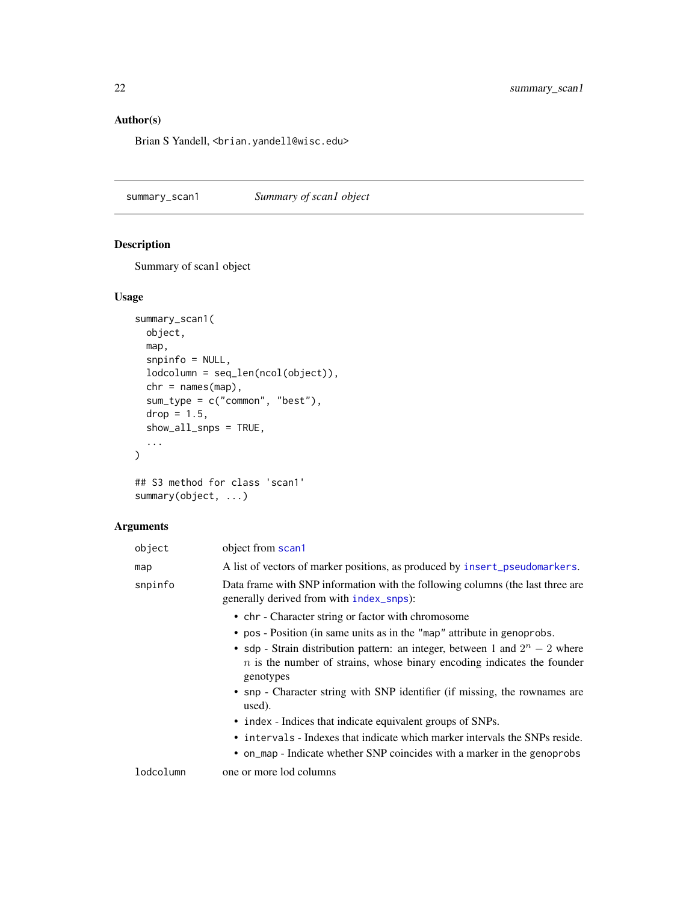## Author(s)

Brian S Yandell, <brian.yandell@wisc.edu>

---

# summary_scan1 *Summary of scan1 object*

---

## Description

Summary of scan1 object

## Usage

```
summary_scan1(
  object,
  map,
  snpinfo = NULL,
  lodcolumn = seq_len(ncol(object)),
  chr = names(map),
  sum_type = c("common", "best"),
  drop = 1.5,
  show_all_snps = TRUE,
  ...
)

## S3 method for class 'scan1'
summary(object, ...)
```

## Arguments

| | |
|---|---|
| `object` | object from `scan1` |
| `map` | A list of vectors of marker positions, as produced by `insert_pseudomarkers`. |
| `snpinfo` | Data frame with SNP information with the following columns (the last three are generally derived from with `index_snps`):<br>• `chr` - Character string or factor with chromosome<br>• `pos` - Position (in same units as in the `"map"` attribute in genoprobs.<br>• `sdp` - Strain distribution pattern: an integer, between 1 and $2^n - 2$ where $n$ is the number of strains, whose binary encoding indicates the founder genotypes<br>• `snp` - Character string with SNP identifier (if missing, the rownames are used).<br>• `index` - Indices that indicate equivalent groups of SNPs.<br>• `intervals` - Indexes that indicate which marker intervals the SNPs reside.<br>• `on_map` - Indicate whether SNP coincides with a marker in the `genoprobs` |
| `lodcolumn` | one or more lod columns |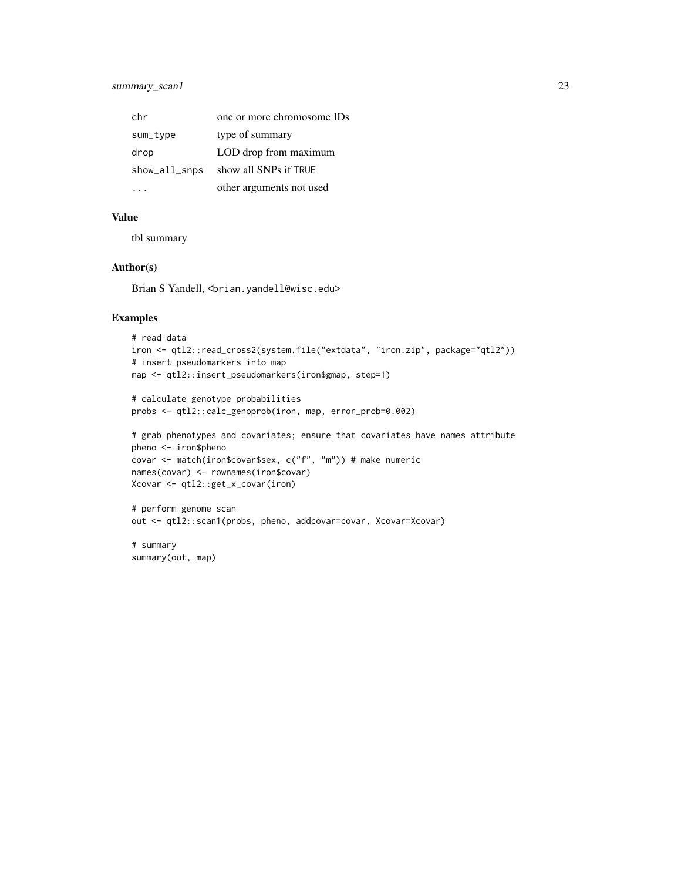| | |
|---|---|
| chr | one or more chromosome IDs |
| sum_type | type of summary |
| drop | LOD drop from maximum |
| show_all_snps | show all SNPs if TRUE |
| ... | other arguments not used |

## Value

tbl summary

## Author(s)

Brian S Yandell, <brian.yandell@wisc.edu>

## Examples

```
# read data
iron <- qtl2::read_cross2(system.file("extdata", "iron.zip", package="qtl2"))
# insert pseudomarkers into map
map <- qtl2::insert_pseudomarkers(iron$gmap, step=1)

# calculate genotype probabilities
probs <- qtl2::calc_genoprob(iron, map, error_prob=0.002)

# grab phenotypes and covariates; ensure that covariates have names attribute
pheno <- iron$pheno
covar <- match(iron$covar$sex, c("f", "m")) # make numeric
names(covar) <- rownames(iron$covar)
Xcovar <- qtl2::get_x_covar(iron)

# perform genome scan
out <- qtl2::scan1(probs, pheno, addcovar=covar, Xcovar=Xcovar)

# summary
summary(out, map)
```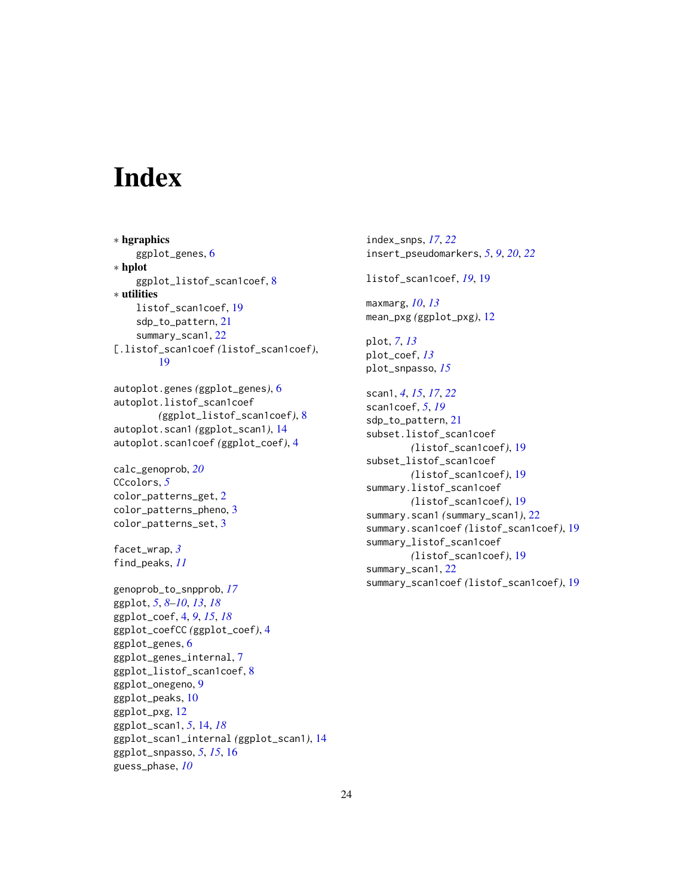# Index

* **hgraphics**
  ggplot_genes, 6
* **hplot**
  ggplot_listof_scan1coef, 8
* **utilities**
  listof_scan1coef, 19
  sdp_to_pattern, 21
  summary_scan1, 22

[.listof_scan1coef *(listof_scan1coef)*, 19

autoplot.genes *(ggplot_genes)*, 6
autoplot.listof_scan1coef *(ggplot_listof_scan1coef)*, 8
autoplot.scan1 *(ggplot_scan1)*, 14
autoplot.scan1coef *(ggplot_coef)*, 4

calc_genoprob, *20*
CCcolors, *5*
color_patterns_get, 2
color_patterns_pheno, 3
color_patterns_set, 3

facet_wrap, *3*
find_peaks, *11*

genoprob_to_snpprob, *17*
ggplot, *5*, *8–10*, *13*, *18*
ggplot_coef, 4, *9*, *15*, *18*
ggplot_coefCC *(ggplot_coef)*, 4
ggplot_genes, 6
ggplot_genes_internal, 7
ggplot_listof_scan1coef, 8
ggplot_onegeno, 9
ggplot_peaks, 10
ggplot_pxg, 12
ggplot_scan1, *5*, 14, *18*
ggplot_scan1_internal *(ggplot_scan1)*, 14
ggplot_snpasso, *5*, *15*, 16
guess_phase, *10*

index_snps, *17*, *22*
insert_pseudomarkers, *5*, *9*, *20*, *22*

listof_scan1coef, *19*, 19

maxmarg, *10*, *13*
mean_pxg *(ggplot_pxg)*, 12

plot, *7*, *13*
plot_coef, *13*
plot_snpasso, *15*

scan1, *4*, *15*, *17*, *22*
scan1coef, *5*, *19*
sdp_to_pattern, 21
subset.listof_scan1coef *(listof_scan1coef)*, 19
subset_listof_scan1coef *(listof_scan1coef)*, 19
summary.listof_scan1coef *(listof_scan1coef)*, 19
summary.scan1 *(summary_scan1)*, 22
summary.scan1coef *(listof_scan1coef)*, 19
summary_listof_scan1coef *(listof_scan1coef)*, 19
summary_scan1, 22
summary_scan1coef *(listof_scan1coef)*, 19